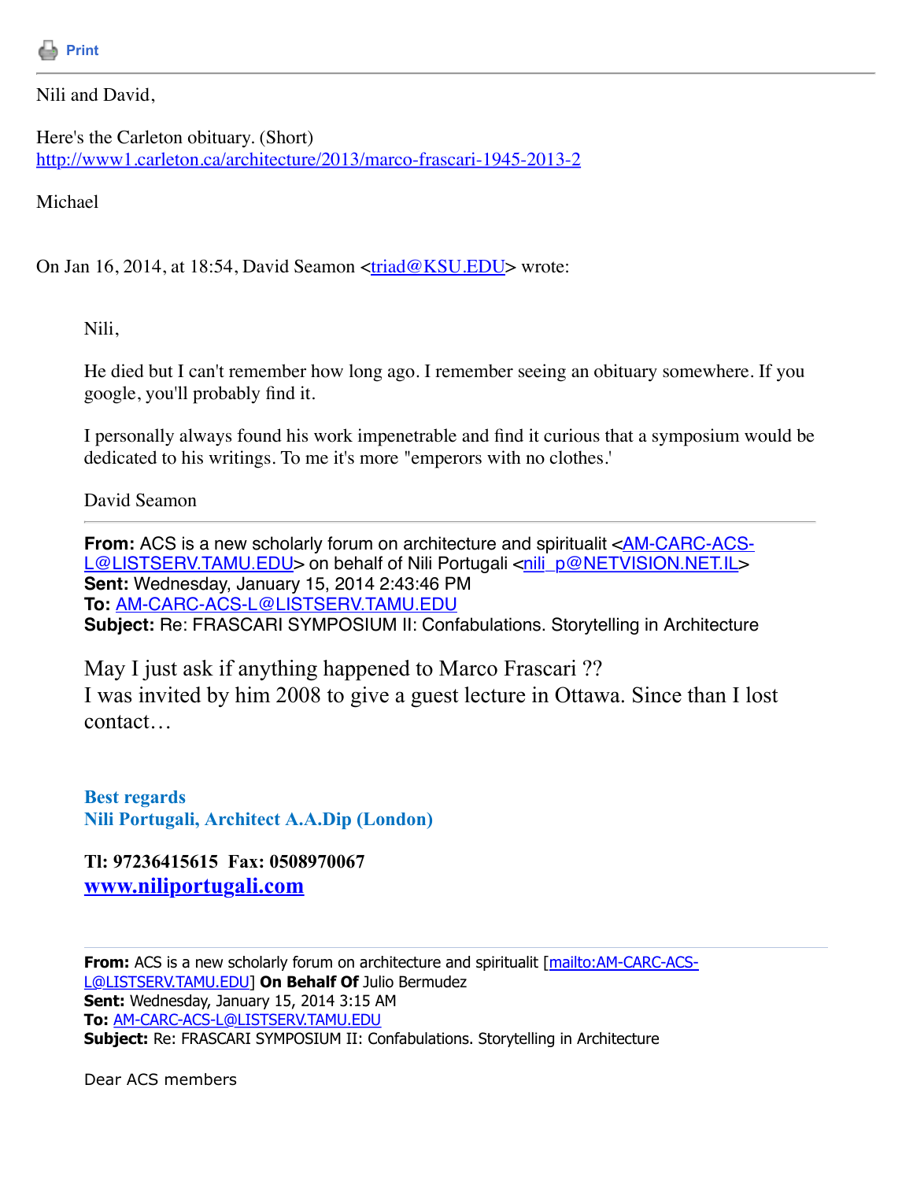Print

---

Nili and David,

Here's the Carleton obituary. (Short)
http://www1.carleton.ca/architecture/2013/marco-frascari-1945-2013-2

Michael

On Jan 16, 2014, at 18:54, David Seamon <triad@KSU.EDU> wrote:

> Nili,
>
> He died but I can't remember how long ago. I remember seeing an obituary somewhere. If you google, you'll probably find it.
>
> I personally always found his work impenetrable and find it curious that a symposium would be dedicated to his writings. To me it's more "emperors with no clothes.'
>
> David Seamon
>
> ---
>
> **From:** ACS is a new scholarly forum on architecture and spiritualit <AM-CARC-ACS-L@LISTSERV.TAMU.EDU> on behalf of Nili Portugali <nili_p@NETVISION.NET.IL>
> **Sent:** Wednesday, January 15, 2014 2:43:46 PM
> **To:** AM-CARC-ACS-L@LISTSERV.TAMU.EDU
> **Subject:** Re: FRASCARI SYMPOSIUM II: Confabulations. Storytelling in Architecture
>
> May I just ask if anything happened to Marco Frascari ??
> I was invited by him 2008 to give a guest lecture in Ottawa. Since than I lost contact…
>
> **Best regards**
> **Nili Portugali, Architect A.A.Dip (London)**
>
> **Tl: 97236415615 Fax: 0508970067**
> **www.niliportugali.com**
>
> ---
>
> **From:** ACS is a new scholarly forum on architecture and spiritualit [mailto:AM-CARC-ACS-L@LISTSERV.TAMU.EDU] **On Behalf Of** Julio Bermudez
> **Sent:** Wednesday, January 15, 2014 3:15 AM
> **To:** AM-CARC-ACS-L@LISTSERV.TAMU.EDU
> **Subject:** Re: FRASCARI SYMPOSIUM II: Confabulations. Storytelling in Architecture
>
> Dear ACS members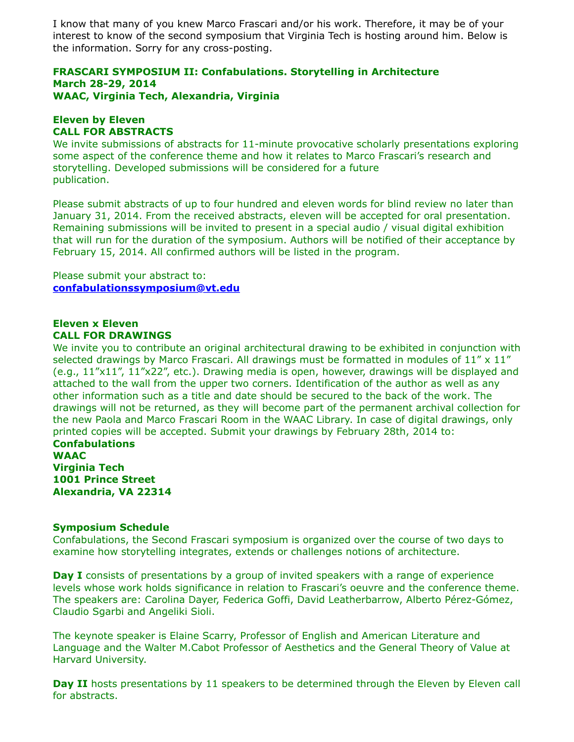I know that many of you knew Marco Frascari and/or his work. Therefore, it may be of your interest to know of the second symposium that Virginia Tech is hosting around him. Below is the information. Sorry for any cross-posting.

**FRASCARI SYMPOSIUM II: Confabulations. Storytelling in Architecture**
**March 28-29, 2014**
**WAAC, Virginia Tech, Alexandria, Virginia**

**Eleven by Eleven**
**CALL FOR ABSTRACTS**
We invite submissions of abstracts for 11-minute provocative scholarly presentations exploring some aspect of the conference theme and how it relates to Marco Frascari's research and storytelling. Developed submissions will be considered for a future publication.

Please submit abstracts of up to four hundred and eleven words for blind review no later than January 31, 2014. From the received abstracts, eleven will be accepted for oral presentation. Remaining submissions will be invited to present in a special audio / visual digital exhibition that will run for the duration of the symposium. Authors will be notified of their acceptance by February 15, 2014. All confirmed authors will be listed in the program.

Please submit your abstract to:
**confabulationssymposium@vt.edu**

**Eleven x Eleven**
**CALL FOR DRAWINGS**
We invite you to contribute an original architectural drawing to be exhibited in conjunction with selected drawings by Marco Frascari. All drawings must be formatted in modules of 11" x 11" (e.g., 11"x11", 11"x22", etc.). Drawing media is open, however, drawings will be displayed and attached to the wall from the upper two corners. Identification of the author as well as any other information such as a title and date should be secured to the back of the work. The drawings will not be returned, as they will become part of the permanent archival collection for the new Paola and Marco Frascari Room in the WAAC Library. In case of digital drawings, only printed copies will be accepted. Submit your drawings by February 28th, 2014 to:
**Confabulations**
**WAAC**
**Virginia Tech**
**1001 Prince Street**
**Alexandria, VA 22314**

**Symposium Schedule**
Confabulations, the Second Frascari symposium is organized over the course of two days to examine how storytelling integrates, extends or challenges notions of architecture.

**Day I** consists of presentations by a group of invited speakers with a range of experience levels whose work holds significance in relation to Frascari's oeuvre and the conference theme. The speakers are: Carolina Dayer, Federica Goffi, David Leatherbarrow, Alberto Pérez-Gómez, Claudio Sgarbi and Angeliki Sioli.

The keynote speaker is Elaine Scarry, Professor of English and American Literature and Language and the Walter M.Cabot Professor of Aesthetics and the General Theory of Value at Harvard University.

**Day II** hosts presentations by 11 speakers to be determined through the Eleven by Eleven call for abstracts.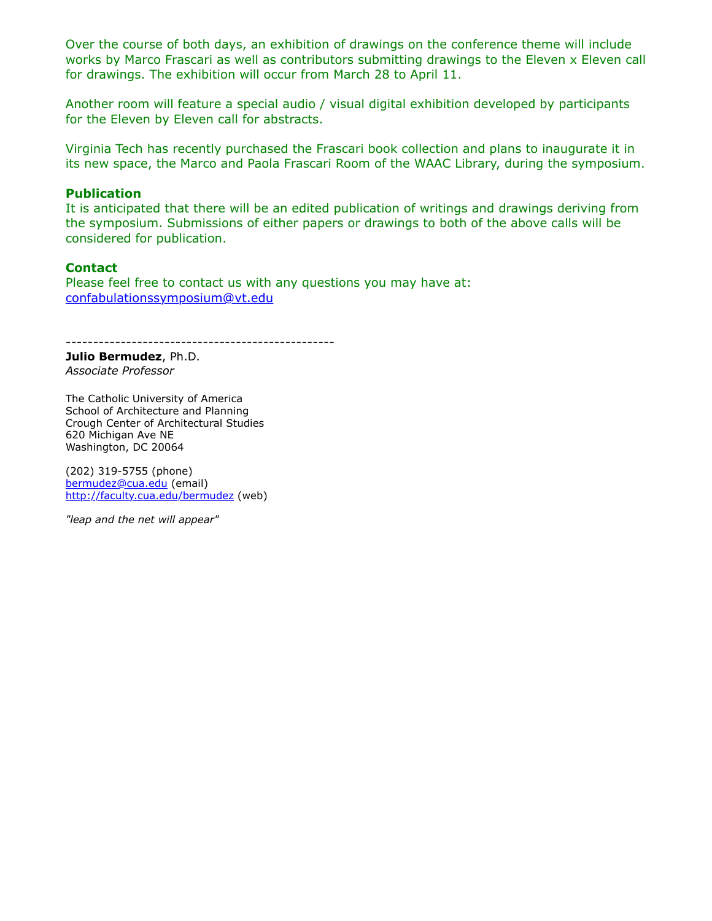Over the course of both days, an exhibition of drawings on the conference theme will include works by Marco Frascari as well as contributors submitting drawings to the Eleven x Eleven call for drawings. The exhibition will occur from March 28 to April 11.

Another room will feature a special audio / visual digital exhibition developed by participants for the Eleven by Eleven call for abstracts.

Virginia Tech has recently purchased the Frascari book collection and plans to inaugurate it in its new space, the Marco and Paola Frascari Room of the WAAC Library, during the symposium.

**Publication**
It is anticipated that there will be an edited publication of writings and drawings deriving from the symposium. Submissions of either papers or drawings to both of the above calls will be considered for publication.

**Contact**
Please feel free to contact us with any questions you may have at:
confabulationssymposium@vt.edu

--------------------------------------------------

**Julio Bermudez**, Ph.D.
*Associate Professor*

The Catholic University of America
School of Architecture and Planning
Crough Center of Architectural Studies
620 Michigan Ave NE
Washington, DC 20064

(202) 319-5755 (phone)
bermudez@cua.edu (email)
http://faculty.cua.edu/bermudez (web)

*"leap and the net will appear"*